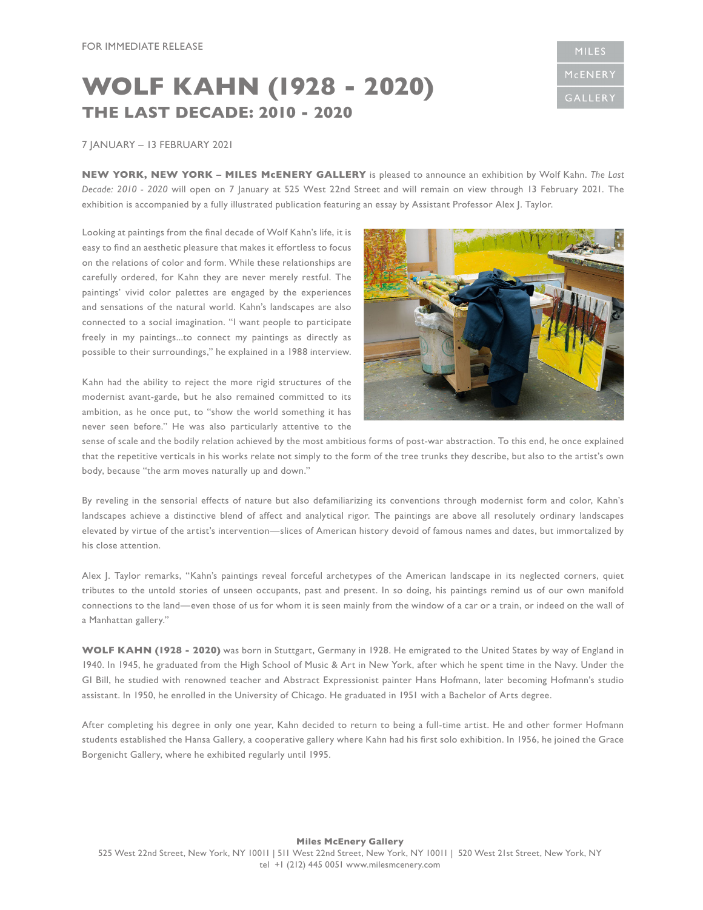FOR IMMEDIATE RELEASE

MILES McENERY GALLERY

# WOLF KAHN (1928 - 2020)

## THE LAST DECADE: 2010 - 2020

7 JANUARY – 13 FEBRUARY 2021

**NEW YORK, NEW YORK – MILES McENERY GALLERY** is pleased to announce an exhibition by Wolf Kahn. *The Last Decade: 2010 - 2020* will open on 7 January at 525 West 22nd Street and will remain on view through 13 February 2021. The exhibition is accompanied by a fully illustrated publication featuring an essay by Assistant Professor Alex J. Taylor.

Looking at paintings from the final decade of Wolf Kahn's life, it is easy to find an aesthetic pleasure that makes it effortless to focus on the relations of color and form. While these relationships are carefully ordered, for Kahn they are never merely restful. The paintings' vivid color palettes are engaged by the experiences and sensations of the natural world. Kahn's landscapes are also connected to a social imagination. "I want people to participate freely in my paintings...to connect my paintings as directly as possible to their surroundings," he explained in a 1988 interview.

Kahn had the ability to reject the more rigid structures of the modernist avant-garde, but he also remained committed to its ambition, as he once put, to "show the world something it has never seen before." He was also particularly attentive to the sense of scale and the bodily relation achieved by the most ambitious forms of post-war abstraction. To this end, he once explained that the repetitive verticals in his works relate not simply to the form of the tree trunks they describe, but also to the artist's own body, because "the arm moves naturally up and down."

By reveling in the sensorial effects of nature but also defamiliarizing its conventions through modernist form and color, Kahn's landscapes achieve a distinctive blend of affect and analytical rigor. The paintings are above all resolutely ordinary landscapes elevated by virtue of the artist's intervention—slices of American history devoid of famous names and dates, but immortalized by his close attention.

Alex J. Taylor remarks, "Kahn's paintings reveal forceful archetypes of the American landscape in its neglected corners, quiet tributes to the untold stories of unseen occupants, past and present. In so doing, his paintings remind us of our own manifold connections to the land—even those of us for whom it is seen mainly from the window of a car or a train, or indeed on the wall of a Manhattan gallery."

**WOLF KAHN (1928 - 2020)** was born in Stuttgart, Germany in 1928. He emigrated to the United States by way of England in 1940. In 1945, he graduated from the High School of Music & Art in New York, after which he spent time in the Navy. Under the GI Bill, he studied with renowned teacher and Abstract Expressionist painter Hans Hofmann, later becoming Hofmann's studio assistant. In 1950, he enrolled in the University of Chicago. He graduated in 1951 with a Bachelor of Arts degree.

After completing his degree in only one year, Kahn decided to return to being a full-time artist. He and other former Hofmann students established the Hansa Gallery, a cooperative gallery where Kahn had his first solo exhibition. In 1956, he joined the Grace Borgenicht Gallery, where he exhibited regularly until 1995.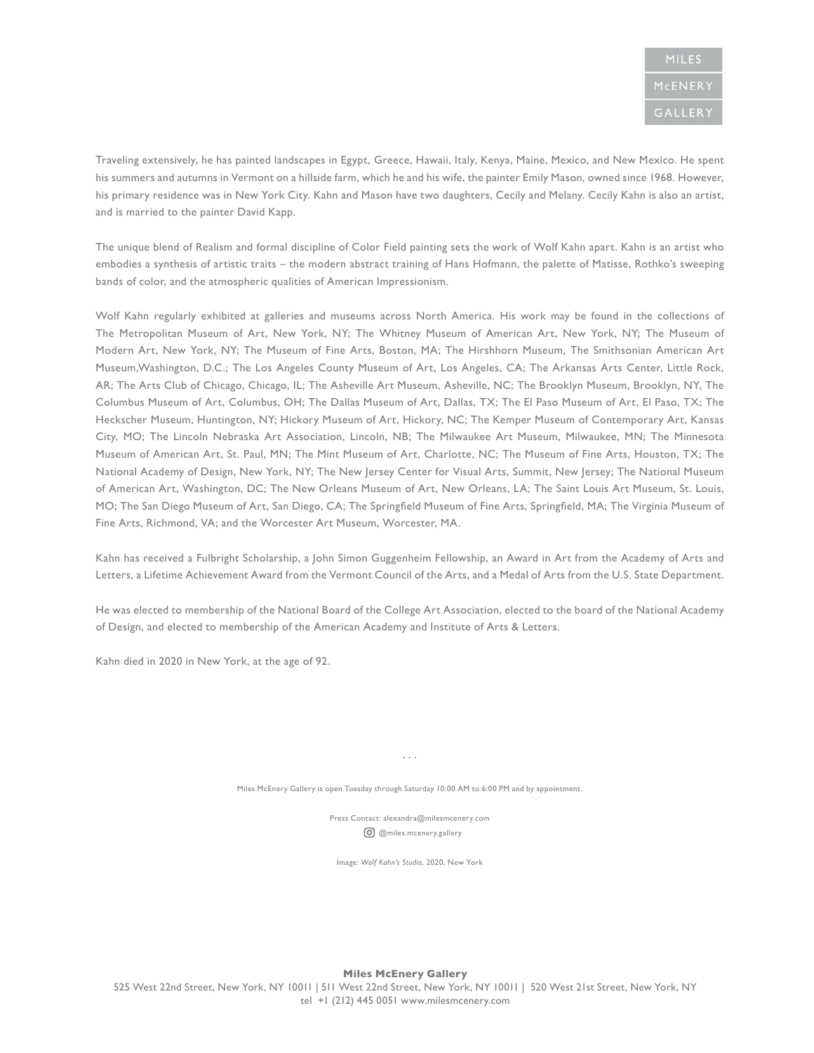Traveling extensively, he has painted landscapes in Egypt, Greece, Hawaii, Italy, Kenya, Maine, Mexico, and New Mexico. He spent his summers and autumns in Vermont on a hillside farm, which he and his wife, the painter Emily Mason, owned since 1968. However, his primary residence was in New York City. Kahn and Mason have two daughters, Cecily and Melany. Cecily Kahn is also an artist, and is married to the painter David Kapp.

The unique blend of Realism and formal discipline of Color Field painting sets the work of Wolf Kahn apart. Kahn is an artist who embodies a synthesis of artistic traits – the modern abstract training of Hans Hofmann, the palette of Matisse, Rothko's sweeping bands of color, and the atmospheric qualities of American Impressionism.

Wolf Kahn regularly exhibited at galleries and museums across North America. His work may be found in the collections of The Metropolitan Museum of Art, New York, NY; The Whitney Museum of American Art, New York, NY; The Museum of Modern Art, New York, NY; The Museum of Fine Arts, Boston, MA; The Hirshhorn Museum, The Smithsonian American Art Museum,Washington, D.C.; The Los Angeles County Museum of Art, Los Angeles, CA; The Arkansas Arts Center, Little Rock, AR; The Arts Club of Chicago, Chicago, IL; The Asheville Art Museum, Asheville, NC; The Brooklyn Museum, Brooklyn, NY, The Columbus Museum of Art, Columbus, OH; The Dallas Museum of Art, Dallas, TX; The El Paso Museum of Art, El Paso, TX; The Heckscher Museum, Huntington, NY; Hickory Museum of Art, Hickory, NC; The Kemper Museum of Contemporary Art, Kansas City, MO; The Lincoln Nebraska Art Association, Lincoln, NB; The Milwaukee Art Museum, Milwaukee, MN; The Minnesota Museum of American Art, St. Paul, MN; The Mint Museum of Art, Charlotte, NC; The Museum of Fine Arts, Houston, TX; The National Academy of Design, New York, NY; The New Jersey Center for Visual Arts, Summit, New Jersey; The National Museum of American Art, Washington, DC; The New Orleans Museum of Art, New Orleans, LA; The Saint Louis Art Museum, St. Louis, MO; The San Diego Museum of Art, San Diego, CA; The Springfield Museum of Fine Arts, Springfield, MA; The Virginia Museum of Fine Arts, Richmond, VA; and the Worcester Art Museum, Worcester, MA.

Kahn has received a Fulbright Scholarship, a John Simon Guggenheim Fellowship, an Award in Art from the Academy of Arts and Letters, a Lifetime Achievement Award from the Vermont Council of the Arts, and a Medal of Arts from the U.S. State Department.

He was elected to membership of the National Board of the College Art Association, elected to the board of the National Academy of Design, and elected to membership of the American Academy and Institute of Arts & Letters.

Kahn died in 2020 in New York, at the age of 92.

. . .

Miles McEnery Gallery is open Tuesday through Saturday 10:00 AM to 6:00 PM and by appointment.

Press Contact: alexandra@milesmcenery.com

@miles.mcenery.gallery

Image: *Wolf Kahn's Studio*, 2020, New York

**Miles McEnery Gallery**

525 West 22nd Street, New York, NY 10011 | 511 West 22nd Street, New York, NY 10011 | 520 West 21st Street, New York, NY

tel +1 (212) 445 0051 www.milesmcenery.com